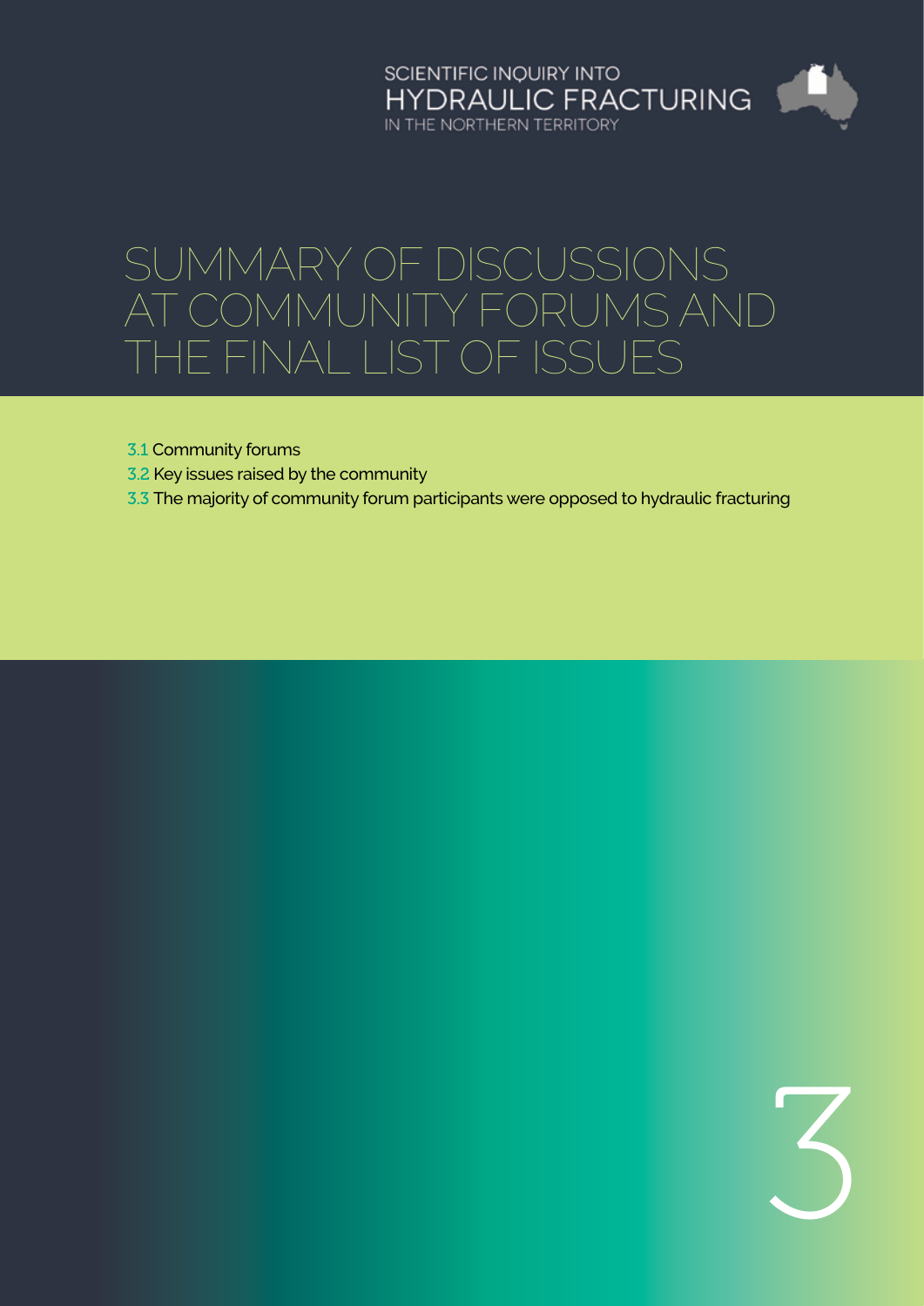SCIENTIFIC INQUIRY INTO
HYDRAULIC FRACTURING
IN THE NORTHERN TERRITORY

# SUMMARY OF DISCUSSIONS AT COMMUNITY FORUMS AND THE FINAL LIST OF ISSUES

3.1 Community forums

3.2 Key issues raised by the community

3.3 The majority of community forum participants were opposed to hydraulic fracturing

3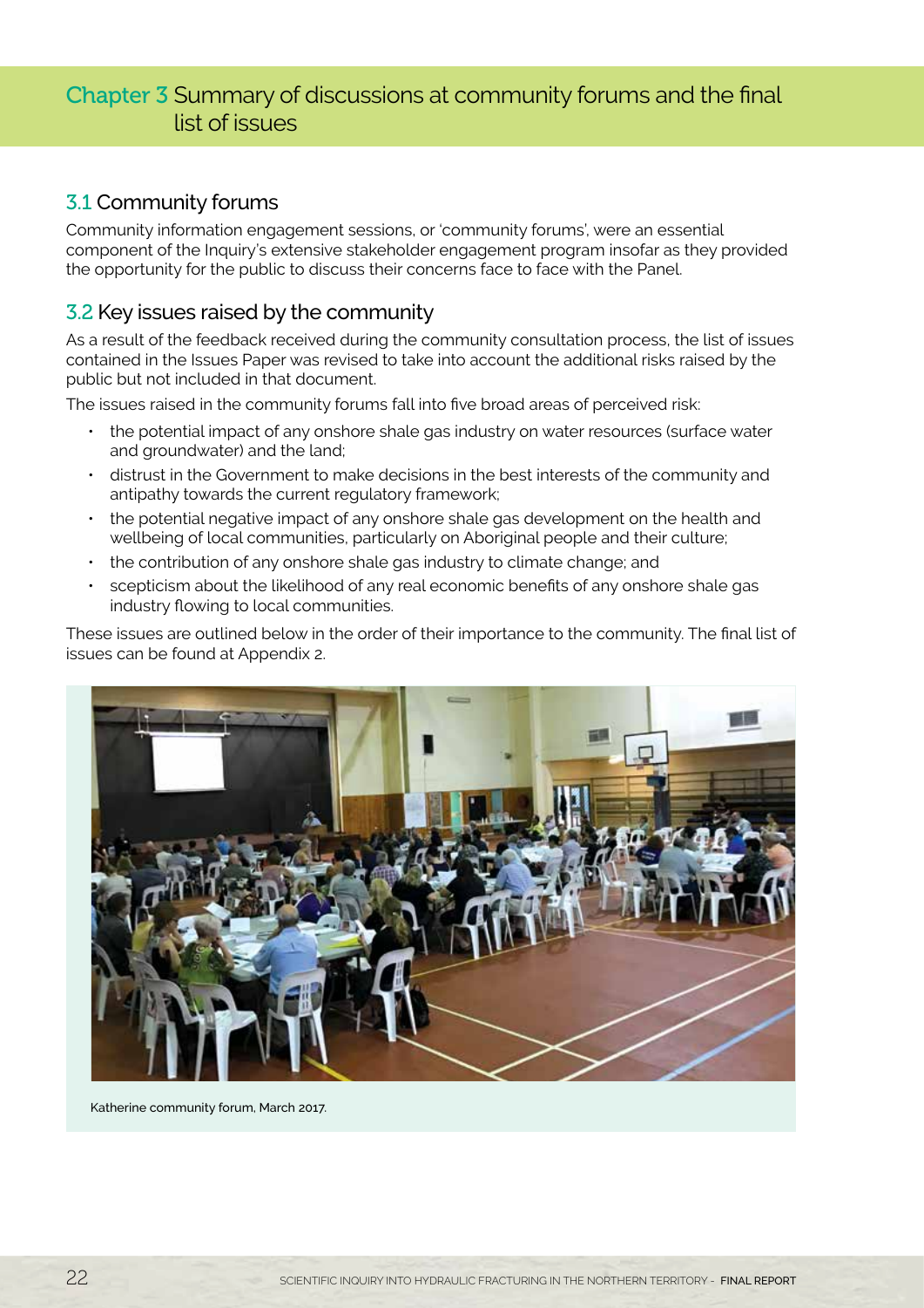# Chapter 3 Summary of discussions at community forums and the final list of issues

## 3.1 Community forums

Community information engagement sessions, or 'community forums', were an essential component of the Inquiry's extensive stakeholder engagement program insofar as they provided the opportunity for the public to discuss their concerns face to face with the Panel.

## 3.2 Key issues raised by the community

As a result of the feedback received during the community consultation process, the list of issues contained in the Issues Paper was revised to take into account the additional risks raised by the public but not included in that document.

The issues raised in the community forums fall into five broad areas of perceived risk:

- the potential impact of any onshore shale gas industry on water resources (surface water and groundwater) and the land;
- distrust in the Government to make decisions in the best interests of the community and antipathy towards the current regulatory framework;
- the potential negative impact of any onshore shale gas development on the health and wellbeing of local communities, particularly on Aboriginal people and their culture;
- the contribution of any onshore shale gas industry to climate change; and
- scepticism about the likelihood of any real economic benefits of any onshore shale gas industry flowing to local communities.

These issues are outlined below in the order of their importance to the community. The final list of issues can be found at Appendix 2.

Katherine community forum, March 2017.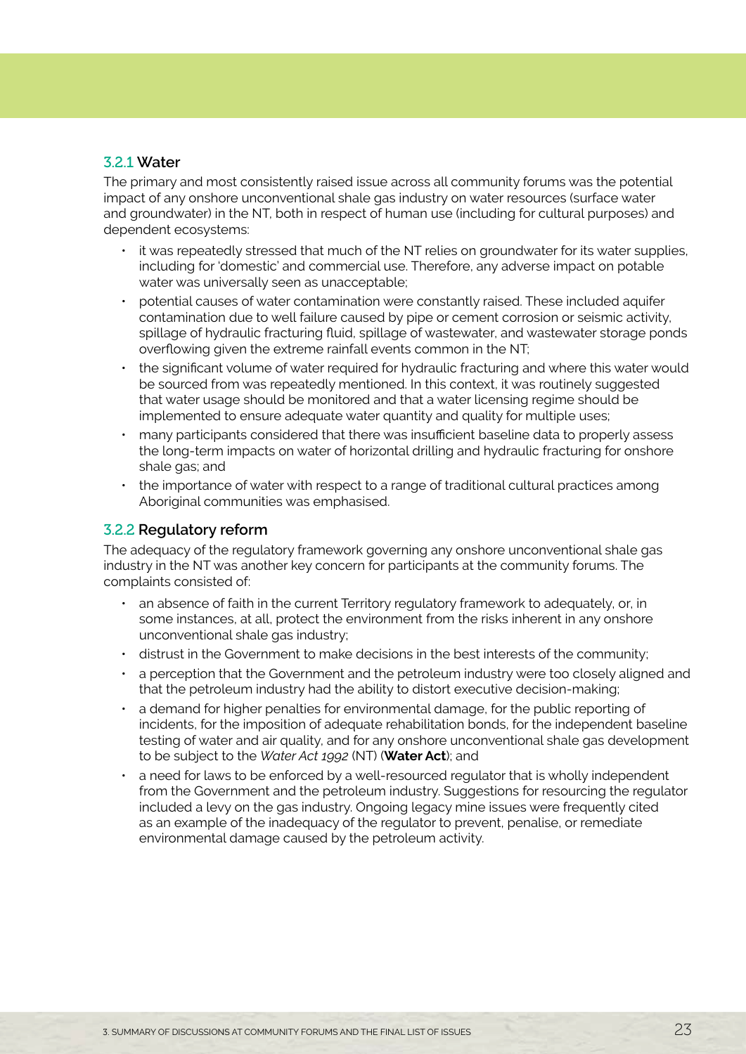### 3.2.1 Water

The primary and most consistently raised issue across all community forums was the potential impact of any onshore unconventional shale gas industry on water resources (surface water and groundwater) in the NT, both in respect of human use (including for cultural purposes) and dependent ecosystems:

- it was repeatedly stressed that much of the NT relies on groundwater for its water supplies, including for 'domestic' and commercial use. Therefore, any adverse impact on potable water was universally seen as unacceptable;
- potential causes of water contamination were constantly raised. These included aquifer contamination due to well failure caused by pipe or cement corrosion or seismic activity, spillage of hydraulic fracturing fluid, spillage of wastewater, and wastewater storage ponds overflowing given the extreme rainfall events common in the NT;
- the significant volume of water required for hydraulic fracturing and where this water would be sourced from was repeatedly mentioned. In this context, it was routinely suggested that water usage should be monitored and that a water licensing regime should be implemented to ensure adequate water quantity and quality for multiple uses;
- many participants considered that there was insufficient baseline data to properly assess the long-term impacts on water of horizontal drilling and hydraulic fracturing for onshore shale gas; and
- the importance of water with respect to a range of traditional cultural practices among Aboriginal communities was emphasised.

### 3.2.2 Regulatory reform

The adequacy of the regulatory framework governing any onshore unconventional shale gas industry in the NT was another key concern for participants at the community forums. The complaints consisted of:

- an absence of faith in the current Territory regulatory framework to adequately, or, in some instances, at all, protect the environment from the risks inherent in any onshore unconventional shale gas industry;
- distrust in the Government to make decisions in the best interests of the community;
- a perception that the Government and the petroleum industry were too closely aligned and that the petroleum industry had the ability to distort executive decision-making;
- a demand for higher penalties for environmental damage, for the public reporting of incidents, for the imposition of adequate rehabilitation bonds, for the independent baseline testing of water and air quality, and for any onshore unconventional shale gas development to be subject to the *Water Act 1992* (NT) (**Water Act**); and
- a need for laws to be enforced by a well-resourced regulator that is wholly independent from the Government and the petroleum industry. Suggestions for resourcing the regulator included a levy on the gas industry. Ongoing legacy mine issues were frequently cited as an example of the inadequacy of the regulator to prevent, penalise, or remediate environmental damage caused by the petroleum activity.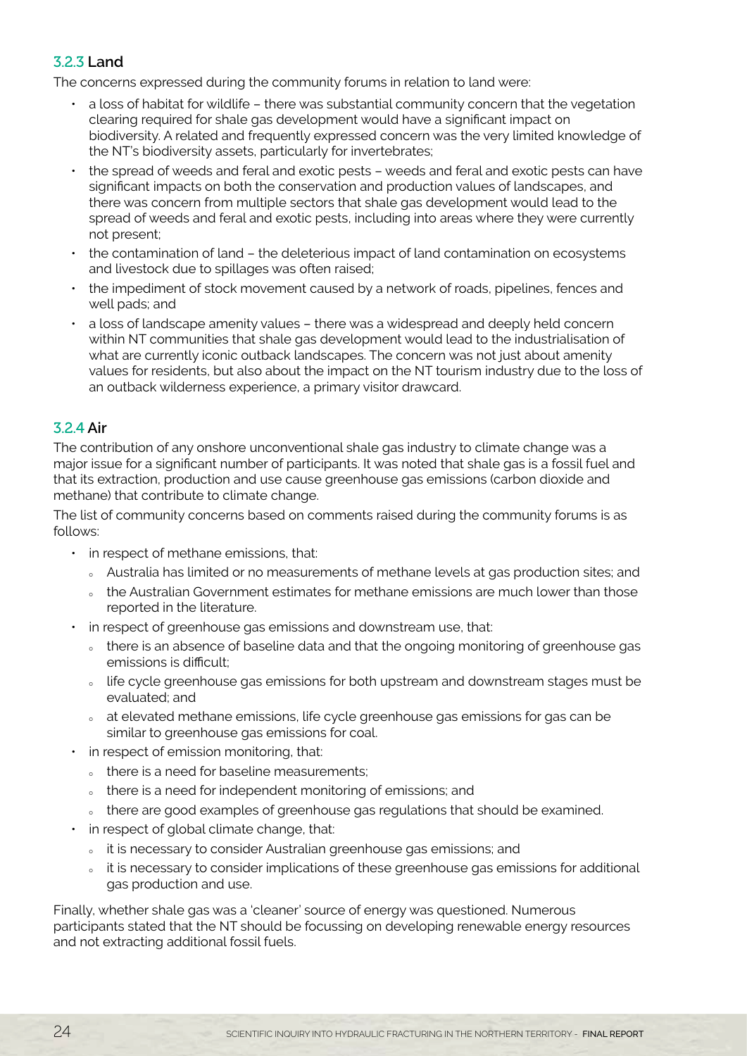### 3.2.3 Land

The concerns expressed during the community forums in relation to land were:

- a loss of habitat for wildlife – there was substantial community concern that the vegetation clearing required for shale gas development would have a significant impact on biodiversity. A related and frequently expressed concern was the very limited knowledge of the NT's biodiversity assets, particularly for invertebrates;
- the spread of weeds and feral and exotic pests – weeds and feral and exotic pests can have significant impacts on both the conservation and production values of landscapes, and there was concern from multiple sectors that shale gas development would lead to the spread of weeds and feral and exotic pests, including into areas where they were currently not present;
- the contamination of land – the deleterious impact of land contamination on ecosystems and livestock due to spillages was often raised;
- the impediment of stock movement caused by a network of roads, pipelines, fences and well pads; and
- a loss of landscape amenity values – there was a widespread and deeply held concern within NT communities that shale gas development would lead to the industrialisation of what are currently iconic outback landscapes. The concern was not just about amenity values for residents, but also about the impact on the NT tourism industry due to the loss of an outback wilderness experience, a primary visitor drawcard.

### 3.2.4 Air

The contribution of any onshore unconventional shale gas industry to climate change was a major issue for a significant number of participants. It was noted that shale gas is a fossil fuel and that its extraction, production and use cause greenhouse gas emissions (carbon dioxide and methane) that contribute to climate change.

The list of community concerns based on comments raised during the community forums is as follows:

- in respect of methane emissions, that:
  - Australia has limited or no measurements of methane levels at gas production sites; and
  - the Australian Government estimates for methane emissions are much lower than those reported in the literature.
- in respect of greenhouse gas emissions and downstream use, that:
  - there is an absence of baseline data and that the ongoing monitoring of greenhouse gas emissions is difficult;
  - life cycle greenhouse gas emissions for both upstream and downstream stages must be evaluated; and
  - at elevated methane emissions, life cycle greenhouse gas emissions for gas can be similar to greenhouse gas emissions for coal.
- in respect of emission monitoring, that:
  - there is a need for baseline measurements;
  - there is a need for independent monitoring of emissions; and
  - there are good examples of greenhouse gas regulations that should be examined.
- in respect of global climate change, that:
  - it is necessary to consider Australian greenhouse gas emissions; and
  - it is necessary to consider implications of these greenhouse gas emissions for additional gas production and use.

Finally, whether shale gas was a 'cleaner' source of energy was questioned. Numerous participants stated that the NT should be focussing on developing renewable energy resources and not extracting additional fossil fuels.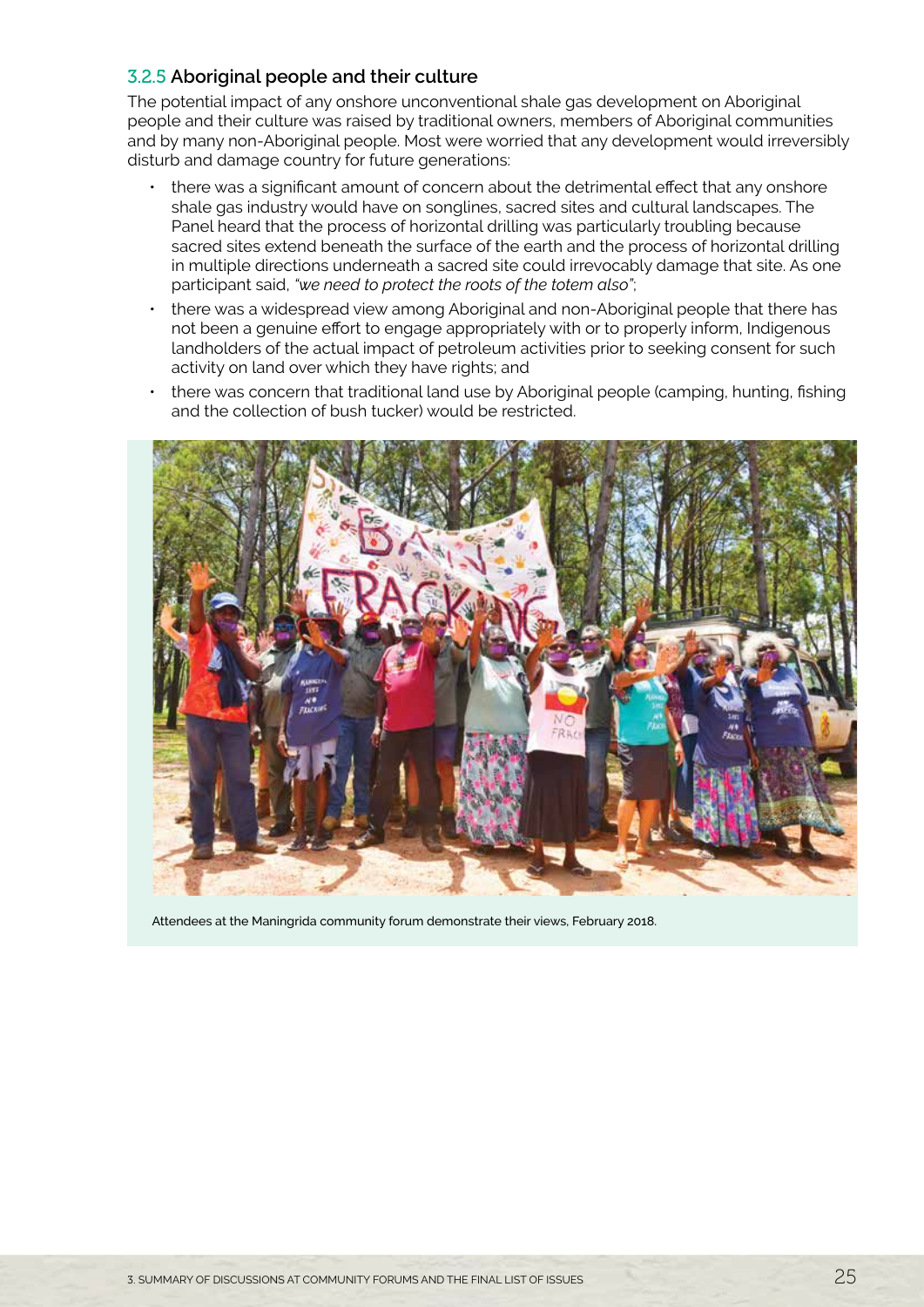### 3.2.5 Aboriginal people and their culture

The potential impact of any onshore unconventional shale gas development on Aboriginal people and their culture was raised by traditional owners, members of Aboriginal communities and by many non-Aboriginal people. Most were worried that any development would irreversibly disturb and damage country for future generations:

- there was a significant amount of concern about the detrimental effect that any onshore shale gas industry would have on songlines, sacred sites and cultural landscapes. The Panel heard that the process of horizontal drilling was particularly troubling because sacred sites extend beneath the surface of the earth and the process of horizontal drilling in multiple directions underneath a sacred site could irrevocably damage that site. As one participant said, *"we need to protect the roots of the totem also"*;
- there was a widespread view among Aboriginal and non-Aboriginal people that there has not been a genuine effort to engage appropriately with or to properly inform, Indigenous landholders of the actual impact of petroleum activities prior to seeking consent for such activity on land over which they have rights; and
- there was concern that traditional land use by Aboriginal people (camping, hunting, fishing and the collection of bush tucker) would be restricted.

Attendees at the Maningrida community forum demonstrate their views, February 2018.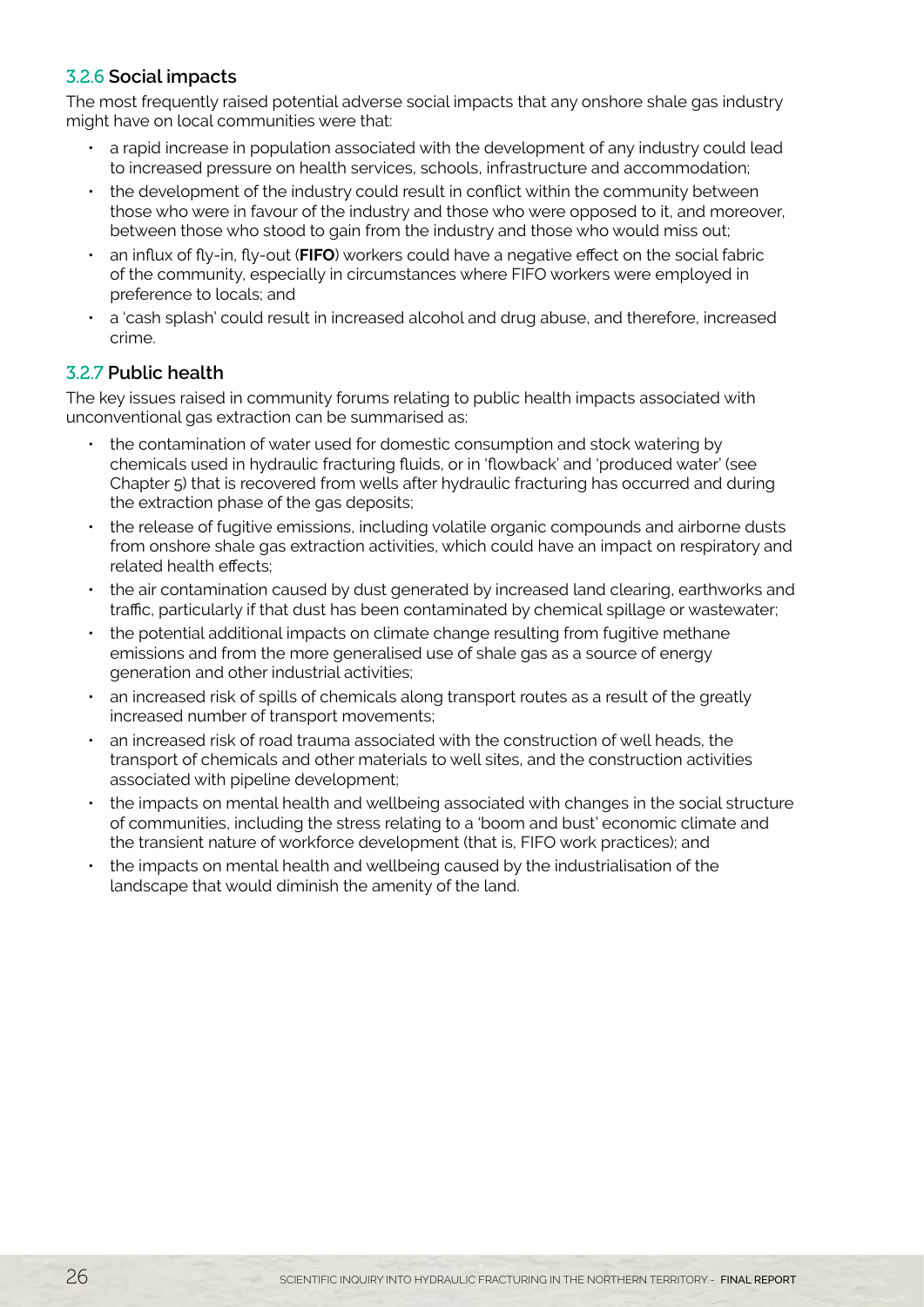### 3.2.6 Social impacts

The most frequently raised potential adverse social impacts that any onshore shale gas industry might have on local communities were that:

- a rapid increase in population associated with the development of any industry could lead to increased pressure on health services, schools, infrastructure and accommodation;
- the development of the industry could result in conflict within the community between those who were in favour of the industry and those who were opposed to it, and moreover, between those who stood to gain from the industry and those who would miss out;
- an influx of fly-in, fly-out (**FIFO**) workers could have a negative effect on the social fabric of the community, especially in circumstances where FIFO workers were employed in preference to locals; and
- a 'cash splash' could result in increased alcohol and drug abuse, and therefore, increased crime.

### 3.2.7 Public health

The key issues raised in community forums relating to public health impacts associated with unconventional gas extraction can be summarised as:

- the contamination of water used for domestic consumption and stock watering by chemicals used in hydraulic fracturing fluids, or in 'flowback' and 'produced water' (see Chapter 5) that is recovered from wells after hydraulic fracturing has occurred and during the extraction phase of the gas deposits;
- the release of fugitive emissions, including volatile organic compounds and airborne dusts from onshore shale gas extraction activities, which could have an impact on respiratory and related health effects;
- the air contamination caused by dust generated by increased land clearing, earthworks and traffic, particularly if that dust has been contaminated by chemical spillage or wastewater;
- the potential additional impacts on climate change resulting from fugitive methane emissions and from the more generalised use of shale gas as a source of energy generation and other industrial activities;
- an increased risk of spills of chemicals along transport routes as a result of the greatly increased number of transport movements;
- an increased risk of road trauma associated with the construction of well heads, the transport of chemicals and other materials to well sites, and the construction activities associated with pipeline development;
- the impacts on mental health and wellbeing associated with changes in the social structure of communities, including the stress relating to a 'boom and bust' economic climate and the transient nature of workforce development (that is, FIFO work practices); and
- the impacts on mental health and wellbeing caused by the industrialisation of the landscape that would diminish the amenity of the land.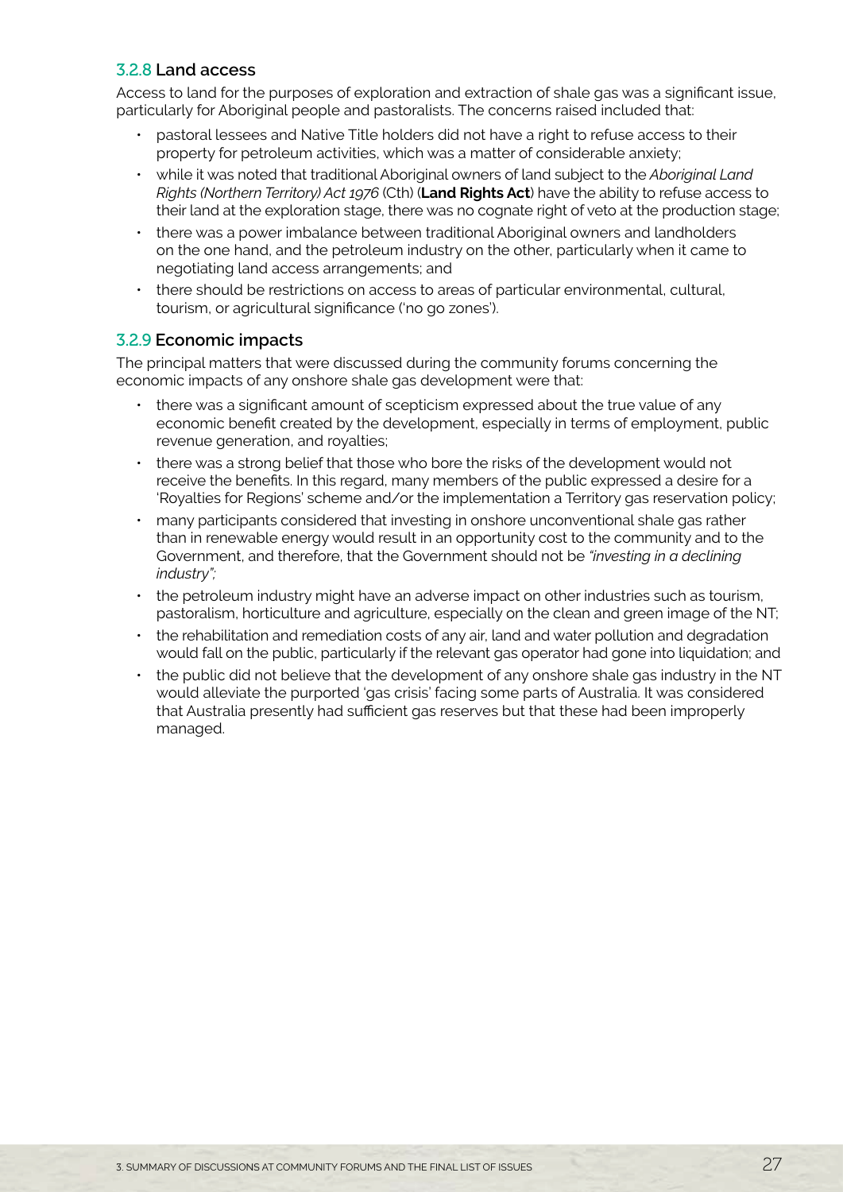### 3.2.8 Land access

Access to land for the purposes of exploration and extraction of shale gas was a significant issue, particularly for Aboriginal people and pastoralists. The concerns raised included that:

- pastoral lessees and Native Title holders did not have a right to refuse access to their property for petroleum activities, which was a matter of considerable anxiety;
- while it was noted that traditional Aboriginal owners of land subject to the *Aboriginal Land Rights (Northern Territory) Act 1976* (Cth) (**Land Rights Act**) have the ability to refuse access to their land at the exploration stage, there was no cognate right of veto at the production stage;
- there was a power imbalance between traditional Aboriginal owners and landholders on the one hand, and the petroleum industry on the other, particularly when it came to negotiating land access arrangements; and
- there should be restrictions on access to areas of particular environmental, cultural, tourism, or agricultural significance ('no go zones').

### 3.2.9 Economic impacts

The principal matters that were discussed during the community forums concerning the economic impacts of any onshore shale gas development were that:

- there was a significant amount of scepticism expressed about the true value of any economic benefit created by the development, especially in terms of employment, public revenue generation, and royalties;
- there was a strong belief that those who bore the risks of the development would not receive the benefits. In this regard, many members of the public expressed a desire for a 'Royalties for Regions' scheme and/or the implementation a Territory gas reservation policy;
- many participants considered that investing in onshore unconventional shale gas rather than in renewable energy would result in an opportunity cost to the community and to the Government, and therefore, that the Government should not be *"investing in a declining industry"*;
- the petroleum industry might have an adverse impact on other industries such as tourism, pastoralism, horticulture and agriculture, especially on the clean and green image of the NT;
- the rehabilitation and remediation costs of any air, land and water pollution and degradation would fall on the public, particularly if the relevant gas operator had gone into liquidation; and
- the public did not believe that the development of any onshore shale gas industry in the NT would alleviate the purported 'gas crisis' facing some parts of Australia. It was considered that Australia presently had sufficient gas reserves but that these had been improperly managed.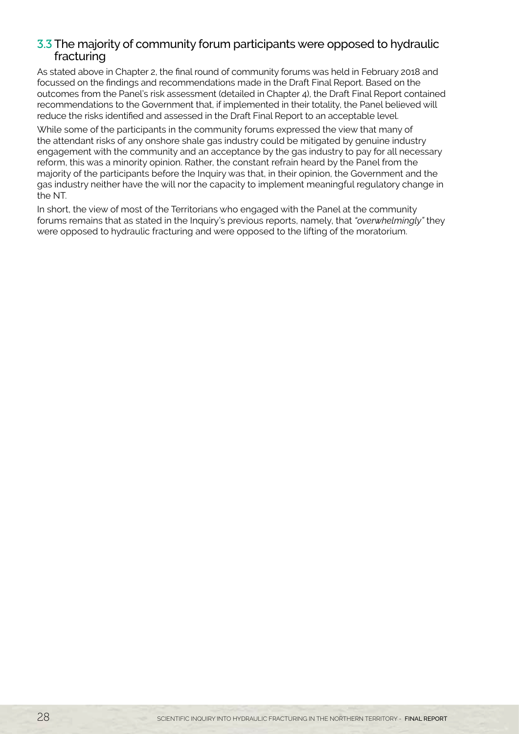## 3.3 The majority of community forum participants were opposed to hydraulic fracturing

As stated above in Chapter 2, the final round of community forums was held in February 2018 and focussed on the findings and recommendations made in the Draft Final Report. Based on the outcomes from the Panel's risk assessment (detailed in Chapter 4), the Draft Final Report contained recommendations to the Government that, if implemented in their totality, the Panel believed will reduce the risks identified and assessed in the Draft Final Report to an acceptable level.

While some of the participants in the community forums expressed the view that many of the attendant risks of any onshore shale gas industry could be mitigated by genuine industry engagement with the community and an acceptance by the gas industry to pay for all necessary reform, this was a minority opinion. Rather, the constant refrain heard by the Panel from the majority of the participants before the Inquiry was that, in their opinion, the Government and the gas industry neither have the will nor the capacity to implement meaningful regulatory change in the NT.

In short, the view of most of the Territorians who engaged with the Panel at the community forums remains that as stated in the Inquiry's previous reports, namely, that *"overwhelmingly"* they were opposed to hydraulic fracturing and were opposed to the lifting of the moratorium.